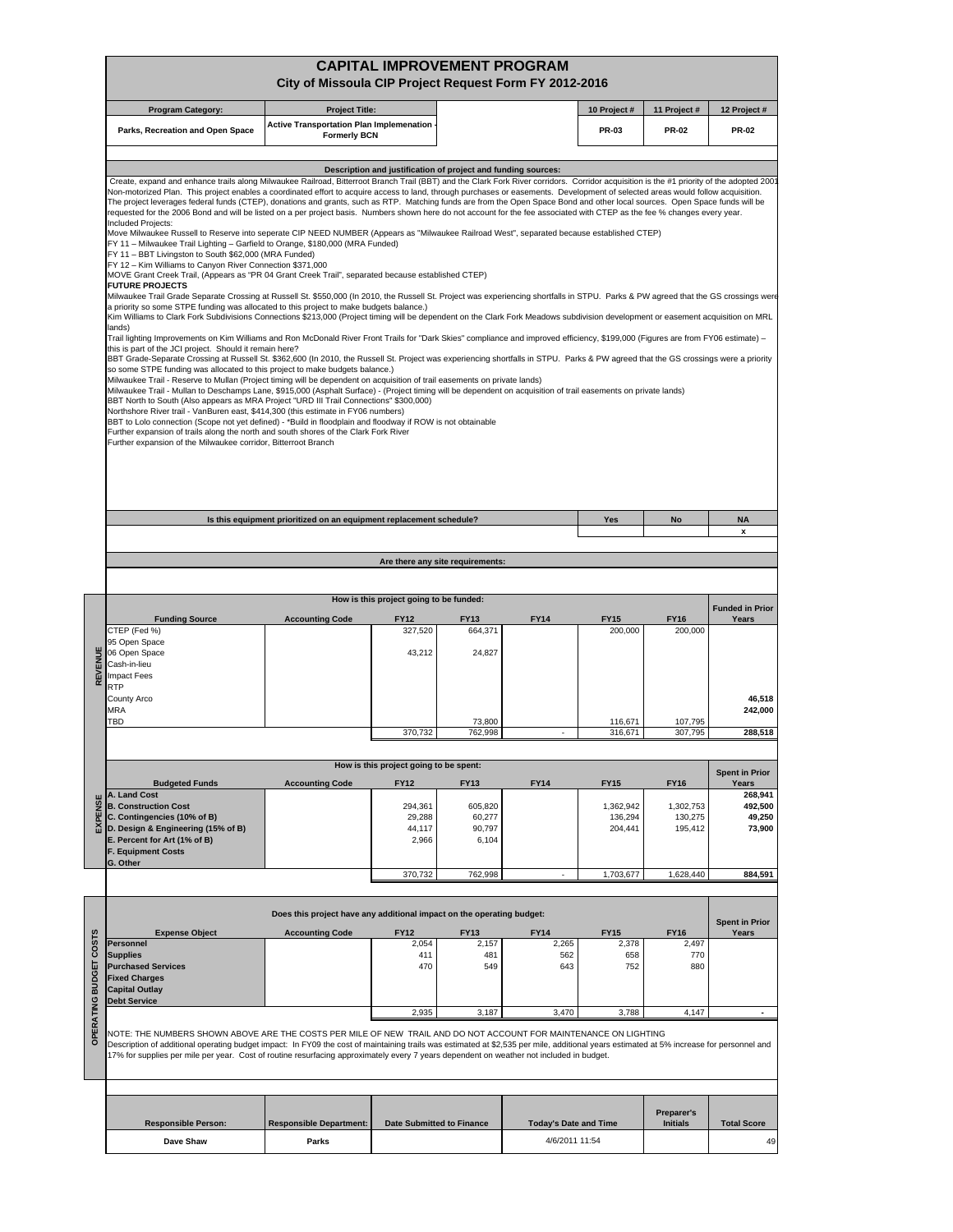# CAPITAL IMPROVEMENT PROGRAM

## City of Missoula CIP Project Request Form FY 2012-2016

| Program Category: | Project Title: | | 10 Project # | 11 Project # | 12 Project # |
|---|---|---|---|---|---|
| Parks, Recreation and Open Space | Active Transportation Plan Implemenation - Formerly BCN | | PR-03 | PR-02 | PR-02 |

### Description and justification of project and funding sources:

Create, expand and enhance trails along Milwaukee Railroad, Bitterroot Branch Trail (BBT) and the Clark Fork River corridors. Corridor acquisition is the #1 priority of the adopted 2001 Non-motorized Plan. This project enables a coordinated effort to acquire access to land, through purchases or easements. Development of selected areas would follow acquisition. The project leverages federal funds (CTEP), donations and grants, such as RTP. Matching funds are from the Open Space Bond and other local sources. Open Space funds will be requested for the 2006 Bond and will be listed on a per project basis. Numbers shown here do not account for the fee associated with CTEP as the fee % changes every year.

Included Projects:

Move Milwaukee Russell to Reserve into seperate CIP NEED NUMBER (Appears as "Milwaukee Railroad West", separated because established CTEP)

FY 11 – Milwaukee Trail Lighting – Garfield to Orange, $180,000 (MRA Funded)

FY 11 – BBT Livingston to South $62,000 (MRA Funded)

FY 12 – Kim Williams to Canyon River Connection $371,000

MOVE Grant Creek Trail, (Appears as "PR 04 Grant Creek Trail", separated because established CTEP)

**FUTURE PROJECTS**

Milwaukee Trail Grade Separate Crossing at Russell St. $550,000 (In 2010, the Russell St. Project was experiencing shortfalls in STPU. Parks & PW agreed that the GS crossings were a priority so some STPE funding was allocated to this project to make budgets balance.)

Kim Williams to Clark Fork Subdivisions Connections $213,000 (Project timing will be dependent on the Clark Fork Meadows subdivision development or easement acquisition on MRL lands)

Trail lighting Improvements on Kim Williams and Ron McDonald River Front Trails for "Dark Skies" compliance and improved efficiency, $199,000 (Figures are from FY06 estimate) – this is part of the JCI project. Should it remain here?

BBT Grade-Separate Crossing at Russell St. $362,600 (In 2010, the Russell St. Project was experiencing shortfalls in STPU. Parks & PW agreed that the GS crossings were a priority so some STPE funding was allocated to this project to make budgets balance.)

Milwaukee Trail - Reserve to Mullan (Project timing will be dependent on acquisition of trail easements on private lands)

Milwaukee Trail - Mullan to Deschamps Lane, $915,000 (Asphalt Surface) - (Project timing will be dependent on acquisition of trail easements on private lands)

BBT North to South (Also appears as MRA Project "URD III Trail Connections" $300,000)

Northshore River trail - VanBuren east, $414,300 (this estimate in FY06 numbers)

BBT to Lolo connection (Scope not yet defined) - *Build in floodplain and floodway if ROW is not obtainable

Further expansion of trails along the north and south shores of the Clark Fork River

Further expansion of the Milwaukee corridor, Bitterroot Branch

| Is this equipment prioritized on an equipment replacement schedule? | Yes | No | NA |
|---|---|---|---|
| | | | x |

### Are there any site requirements:

### REVENUE — How is this project going to be funded:

| Funding Source | Accounting Code | FY12 | FY13 | FY14 | FY15 | FY16 | Funded in Prior Years |
|---|---|---|---|---|---|---|---|
| CTEP (Fed %) | | 327,520 | 664,371 | | 200,000 | 200,000 | |
| 95 Open Space | | | | | | | |
| 06 Open Space | | 43,212 | 24,827 | | | | |
| Cash-in-lieu | | | | | | | |
| Impact Fees | | | | | | | |
| RTP | | | | | | | |
| County Arco | | | | | | | 46,518 |
| MRA | | | | | | | 242,000 |
| TBD | | | 73,800 | | 116,671 | 107,795 | |
| | | 370,732 | 762,998 | - | 316,671 | 307,795 | 288,518 |

### EXPENSE — How is this project going to be spent:

| Budgeted Funds | Accounting Code | FY12 | FY13 | FY14 | FY15 | FY16 | Spent in Prior Years |
|---|---|---|---|---|---|---|---|
| A. Land Cost | | | | | | | 268,941 |
| B. Construction Cost | | 294,361 | 605,820 | | 1,362,942 | 1,302,753 | 492,500 |
| C. Contingencies (10% of B) | | 29,288 | 60,277 | | 136,294 | 130,275 | 49,250 |
| D. Design & Engineering (15% of B) | | 44,117 | 90,797 | | 204,441 | 195,412 | 73,900 |
| E. Percent for Art (1% of B) | | 2,966 | 6,104 | | | | |
| F. Equipment Costs | | | | | | | |
| G. Other | | | | | | | |
| | | 370,732 | 762,998 | - | 1,703,677 | 1,628,440 | 884,591 |

### OPERATING BUDGET COSTS — Does this project have any additional impact on the operating budget:

| Expense Object | Accounting Code | FY12 | FY13 | FY14 | FY15 | FY16 | Spent in Prior Years |
|---|---|---|---|---|---|---|---|
| Personnel | | 2,054 | 2,157 | 2,265 | 2,378 | 2,497 | |
| Supplies | | 411 | 481 | 562 | 658 | 770 | |
| Purchased Services | | 470 | 549 | 643 | 752 | 880 | |
| Fixed Charges | | | | | | | |
| Capital Outlay | | | | | | | |
| Debt Service | | | | | | | |
| | | 2,935 | 3,187 | 3,470 | 3,788 | 4,147 | - |

NOTE: THE NUMBERS SHOWN ABOVE ARE THE COSTS PER MILE OF NEW TRAIL AND DO NOT ACCOUNT FOR MAINTENANCE ON LIGHTING

Description of additional operating budget impact: In FY09 the cost of maintaining trails was estimated at $2,535 per mile, additional years estimated at 5% increase for personnel and 17% for supplies per mile per year. Cost of routine resurfacing approximately every 7 years dependent on weather not included in budget.

| Responsible Person: | Responsible Department: | Date Submitted to Finance | Today's Date and Time | Preparer's Initials | Total Score |
|---|---|---|---|---|---|
| Dave Shaw | Parks | | 4/6/2011 11:54 | | 49 |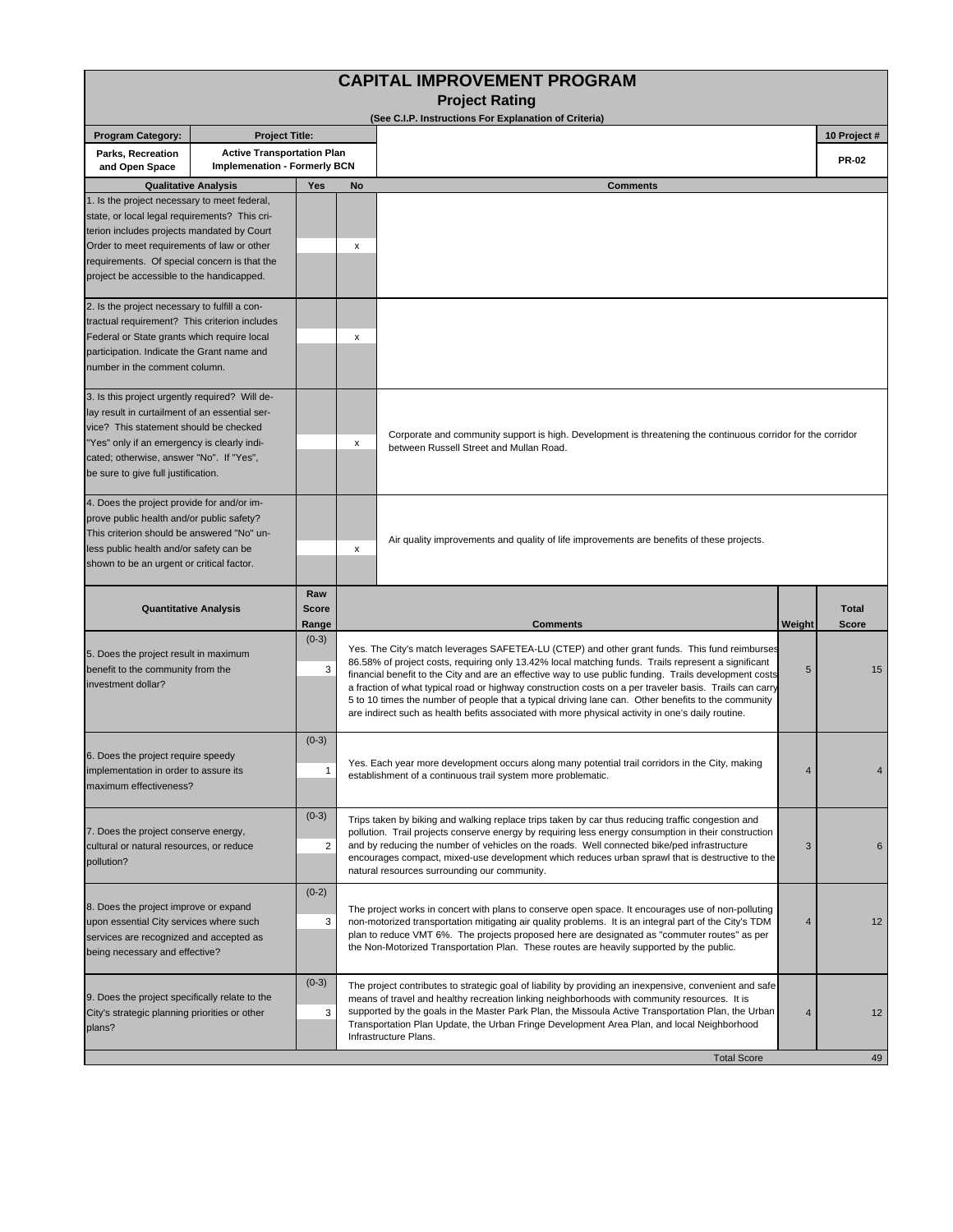# CAPITAL IMPROVEMENT PROGRAM

## Project Rating

(See C.I.P. Instructions For Explanation of Criteria)

| Program Category: | Project Title: | 10 Project # |
|---|---|---|
| Parks, Recreation and Open Space | Active Transportation Plan Implemenation - Formerly BCN | PR-02 |

| Qualitative Analysis | Yes | No | Comments |
|---|---|---|---|
| 1. Is the project necessary to meet federal, state, or local legal requirements? This criterion includes projects mandated by Court Order to meet requirements of law or other requirements. Of special concern is that the project be accessible to the handicapped. | | x | |
| 2. Is the project necessary to fulfill a contractual requirement? This criterion includes Federal or State grants which require local participation. Indicate the Grant name and number in the comment column. | | x | |
| 3. Is this project urgently required? Will delay result in curtailment of an essential service? This statement should be checked "Yes" only if an emergency is clearly indicated; otherwise, answer "No". If "Yes", be sure to give full justification. | | x | Corporate and community support is high. Development is threatening the continuous corridor for the corridor between Russell Street and Mullan Road. |
| 4. Does the project provide for and/or improve public health and/or public safety? This criterion should be answered "No" unless public health and/or safety can be shown to be an urgent or critical factor. | | x | Air quality improvements and quality of life improvements are benefits of these projects. |

| Quantitative Analysis | Raw Score Range | Raw Score | Comments | Weight | Total Score |
|---|---|---|---|---|---|
| 5. Does the project result in maximum benefit to the community from the investment dollar? | (0-3) | 3 | Yes. The City's match leverages SAFETEA-LU (CTEP) and other grant funds. This fund reimburses 86.58% of project costs, requiring only 13.42% local matching funds. Trails represent a significant financial benefit to the City and are an effective way to use public funding. Trails development costs a fraction of what typical road or highway construction costs on a per traveler basis. Trails can carry 5 to 10 times the number of people that a typical driving lane can. Other benefits to the community are indirect such as health befits associated with more physical activity in one's daily routine. | 5 | 15 |
| 6. Does the project require speedy implementation in order to assure its maximum effectiveness? | (0-3) | 1 | Yes. Each year more development occurs along many potential trail corridors in the City, making establishment of a continuous trail system more problematic. | 4 | 4 |
| 7. Does the project conserve energy, cultural or natural resources, or reduce pollution? | (0-3) | 2 | Trips taken by biking and walking replace trips taken by car thus reducing traffic congestion and pollution. Trail projects conserve energy by requiring less energy consumption in their construction and by reducing the number of vehicles on the roads. Well connected bike/ped infrastructure encourages compact, mixed-use development which reduces urban sprawl that is destructive to the natural resources surrounding our community. | 3 | 6 |
| 8. Does the project improve or expand upon essential City services where such services are recognized and accepted as being necessary and effective? | (0-2) | 3 | The project works in concert with plans to conserve open space. It encourages use of non-polluting non-motorized transportation mitigating air quality problems. It is an integral part of the City's TDM plan to reduce VMT 6%. The projects proposed here are designated as "commuter routes" as per the Non-Motorized Transportation Plan. These routes are heavily supported by the public. | 4 | 12 |
| 9. Does the project specifically relate to the City's strategic planning priorities or other plans? | (0-3) | 3 | The project contributes to strategic goal of liability by providing an inexpensive, convenient and safe means of travel and healthy recreation linking neighborhoods with community resources. It is supported by the goals in the Master Park Plan, the Missoula Active Transportation Plan, the Urban Transportation Plan Update, the Urban Fringe Development Area Plan, and local Neighborhood Infrastructure Plans. | 4 | 12 |
| | | | Total Score | | 49 |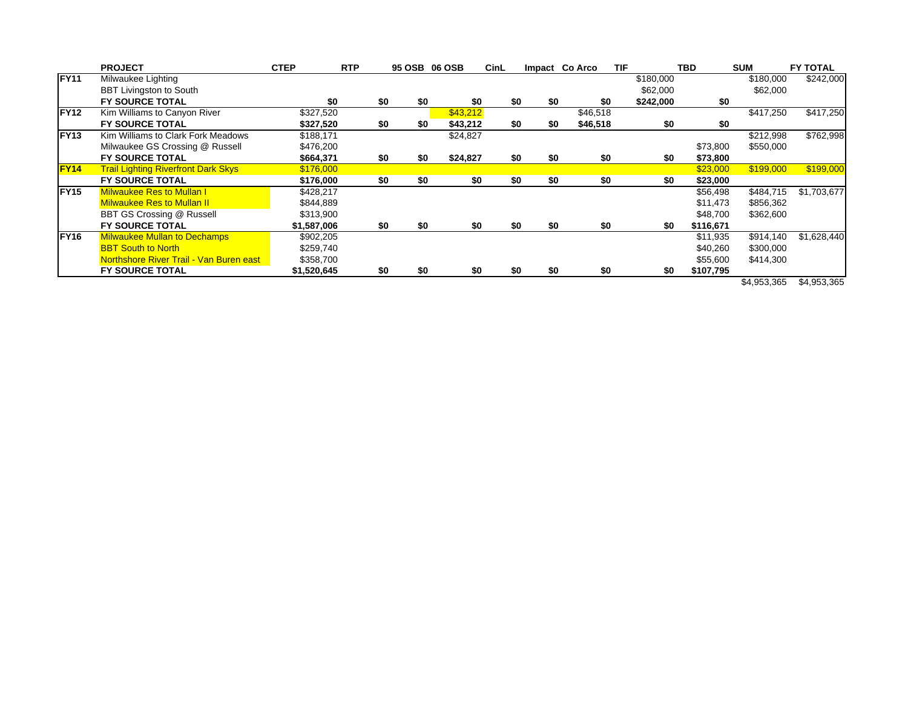| | PROJECT | CTEP | RTP | 95 OSB | 06 OSB | CinL | Impact | Co Arco | TIF | TBD | SUM | FY TOTAL |
|---|---|---|---|---|---|---|---|---|---|---|---|---|
| **FY11** | Milwaukee Lighting | | | | | | | | $180,000 | | $180,000 | $242,000 |
| | BBT Livingston to South | | | | | | | | $62,000 | | $62,000 | |
| | **FY SOURCE TOTAL** | **$0** | **$0** | **$0** | **$0** | **$0** | **$0** | **$0** | **$242,000** | **$0** | | |
| **FY12** | Kim Williams to Canyon River | $327,520 | | | $43,212 | | | $46,518 | | | $417,250 | $417,250 |
| | **FY SOURCE TOTAL** | **$327,520** | **$0** | **$0** | **$43,212** | **$0** | **$0** | **$46,518** | **$0** | **$0** | | |
| **FY13** | Kim Williams to Clark Fork Meadows | $188,171 | | | $24,827 | | | | | | $212,998 | $762,998 |
| | Milwaukee GS Crossing @ Russell | $476,200 | | | | | | | | $73,800 | $550,000 | |
| | **FY SOURCE TOTAL** | **$664,371** | **$0** | **$0** | **$24,827** | **$0** | **$0** | **$0** | **$0** | **$73,800** | | |
| **FY14** | Trail Lighting Riverfront Dark Skys | $176,000 | | | | | | | | $23,000 | $199,000 | $199,000 |
| | **FY SOURCE TOTAL** | **$176,000** | **$0** | **$0** | **$0** | **$0** | **$0** | **$0** | **$0** | **$23,000** | | |
| **FY15** | Milwaukee Res to Mullan I | $428,217 | | | | | | | | $56,498 | $484,715 | $1,703,677 |
| | Milwaukee Res to Mullan II | $844,889 | | | | | | | | $11,473 | $856,362 | |
| | BBT GS Crossing @ Russell | $313,900 | | | | | | | | $48,700 | $362,600 | |
| | **FY SOURCE TOTAL** | **$1,587,006** | **$0** | **$0** | **$0** | **$0** | **$0** | **$0** | **$0** | **$116,671** | | |
| **FY16** | Milwaukee Mullan to Dechamps | $902,205 | | | | | | | | $11,935 | $914,140 | $1,628,440 |
| | BBT South to North | $259,740 | | | | | | | | $40,260 | $300,000 | |
| | Northshore River Trail - Van Buren east | $358,700 | | | | | | | | $55,600 | $414,300 | |
| | **FY SOURCE TOTAL** | **$1,520,645** | **$0** | **$0** | **$0** | **$0** | **$0** | **$0** | **$0** | **$107,795** | | |
| | | | | | | | | | | | $4,953,365 | $4,953,365 |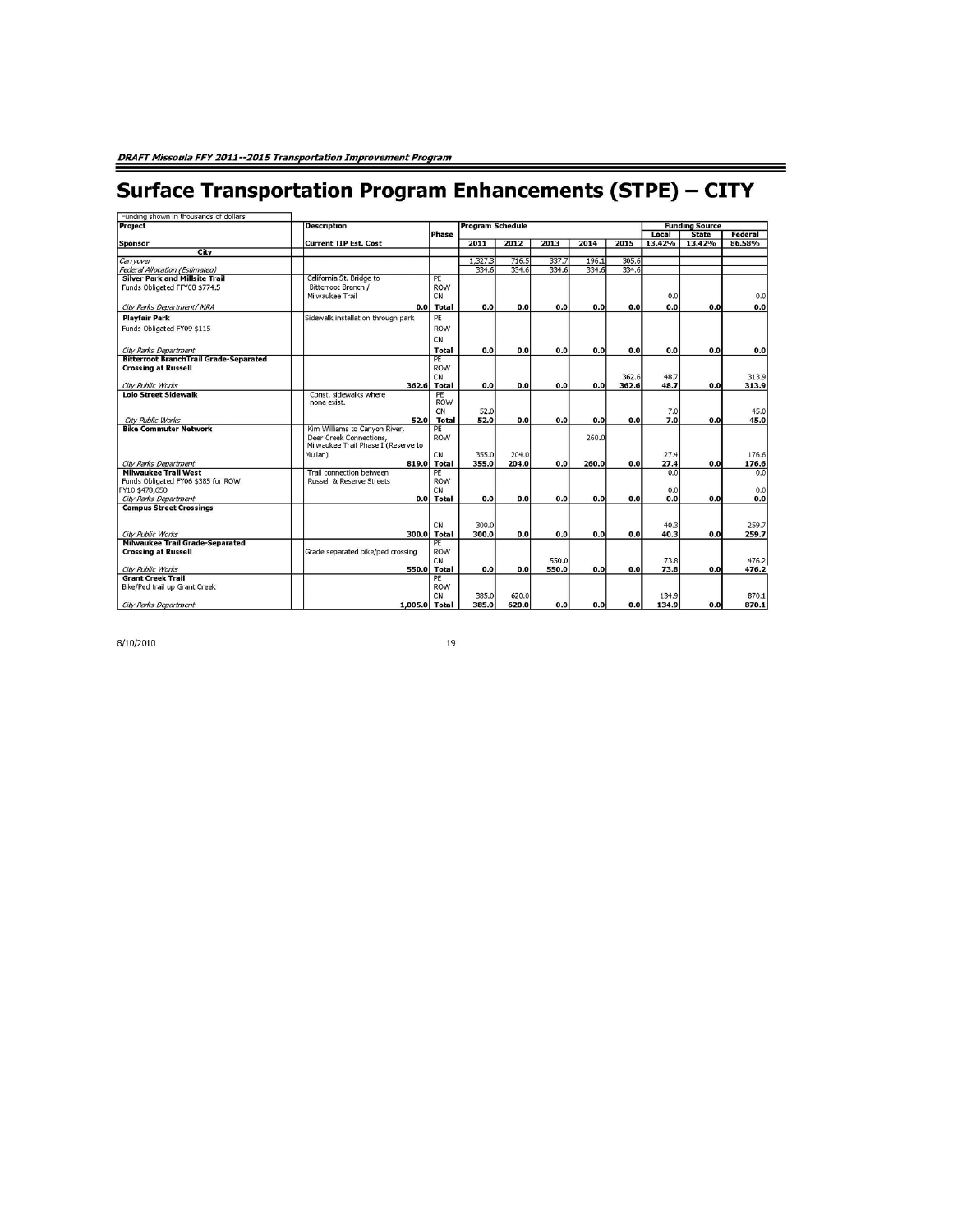# Surface Transportation Program Enhancements (STPE) – CITY

| Funding shown in thousands of dollars | | | | | | | | | | |
|---|---|---|---|---|---|---|---|---|---|---|
| **Project** | **Description** | **Phase** | **Program Schedule** | | | | | **Funding Source** | | |
| | | | | | | | | **Local** | **State** | **Federal** |
| **Sponsor** | **Current TIP Est. Cost** | | **2011** | **2012** | **2013** | **2014** | **2015** | **13.42%** | **13.42%** | **86.58%** |
| **City** | | | | | | | | | | |
| *Carryover* | | | 1,327.3 | 716.5 | 337.7 | 196.1 | 305.6 | | | |
| *Federal Allocation (Estimated)* | | | 334.6 | 334.6 | 334.6 | 334.6 | 334.6 | | | |
| **Silver Park and Millsite Trail** | California St. Bridge to | PE | | | | | | | | |
| Funds Obligated FFY08 $774.5 | Bitterroot Branch / | ROW | | | | | | | | |
| | Milwaukee Trail | CN | | | | | | 0.0 | | 0.0 |
| *City Parks Department/ MRA* | **0.0** | **Total** | **0.0** | **0.0** | **0.0** | **0.0** | **0.0** | **0.0** | **0.0** | **0.0** |
| **Playfair Park** | Sidewalk installation through park | PE | | | | | | | | |
| Funds Obligated FY09 $115 | | ROW | | | | | | | | |
| | | CN | | | | | | | | |
| *City Parks Department* | | **Total** | **0.0** | **0.0** | **0.0** | **0.0** | **0.0** | **0.0** | **0.0** | **0.0** |
| **Bitterroot BranchTrail Grade-Separated** | | PE | | | | | | | | |
| **Crossing at Russell** | | ROW | | | | | | | | |
| | | CN | | | | | 362.6 | 48.7 | | 313.9 |
| *City Public Works* | **362.6** | **Total** | **0.0** | **0.0** | **0.0** | **0.0** | **362.6** | **48.7** | **0.0** | **313.9** |
| **Lolo Street Sidewalk** | Const. sidewalks where | PE | | | | | | | | |
| | none exist. | ROW | | | | | | | | |
| | | CN | 52.0 | | | | | 7.0 | | 45.0 |
| *City Public Works* | **52.0** | **Total** | **52.0** | **0.0** | **0.0** | **0.0** | **0.0** | **7.0** | **0.0** | **45.0** |
| **Bike Commuter Network** | Kim Williams to Canyon River, | PE | | | | | | | | |
| | Deer Creek Connections, Milwaukee Trail Phase I (Reserve to | ROW | | | | 260.0 | | | | |
| | Mullan) | CN | 355.0 | 204.0 | | | | 27.4 | | 176.6 |
| *City Parks Department* | **819.0** | **Total** | **355.0** | **204.0** | **0.0** | **260.0** | **0.0** | **27.4** | **0.0** | **176.6** |
| **Milwaukee Trail West** | Trail connection between | PE | | | | | | 0.0 | | 0.0 |
| Funds Obligated FY06 $385 for ROW | Russell & Reserve Streets | ROW | | | | | | | | |
| FY10 $478,650 | | CN | | | | | | 0.0 | | 0.0 |
| *City Parks Department* | **0.0** | **Total** | **0.0** | **0.0** | **0.0** | **0.0** | **0.0** | **0.0** | **0.0** | **0.0** |
| **Campus Street Crossings** | | | | | | | | | | |
| | | CN | 300.0 | | | | | 40.3 | | 259.7 |
| *City Public Works* | **300.0** | **Total** | **300.0** | **0.0** | **0.0** | **0.0** | **0.0** | **40.3** | **0.0** | **259.7** |
| **Milwaukee Trail Grade-Separated** | | PE | | | | | | | | |
| **Crossing at Russell** | Grade separated bike/ped crossing | ROW | | | | | | | | |
| | | CN | | | 550.0 | | | 73.8 | | 476.2 |
| *City Public Works* | **550.0** | **Total** | **0.0** | **0.0** | **550.0** | **0.0** | **0.0** | **73.8** | **0.0** | **476.2** |
| **Grant Creek Trail** | | PE | | | | | | | | |
| Bike/Ped trail up Grant Creek | | ROW | | | | | | | | |
| | | CN | 385.0 | 620.0 | | | | 134.9 | | 870.1 |
| *City Parks Department* | **1,005.0** | **Total** | **385.0** | **620.0** | **0.0** | **0.0** | **0.0** | **134.9** | **0.0** | **870.1** |

8/10/2010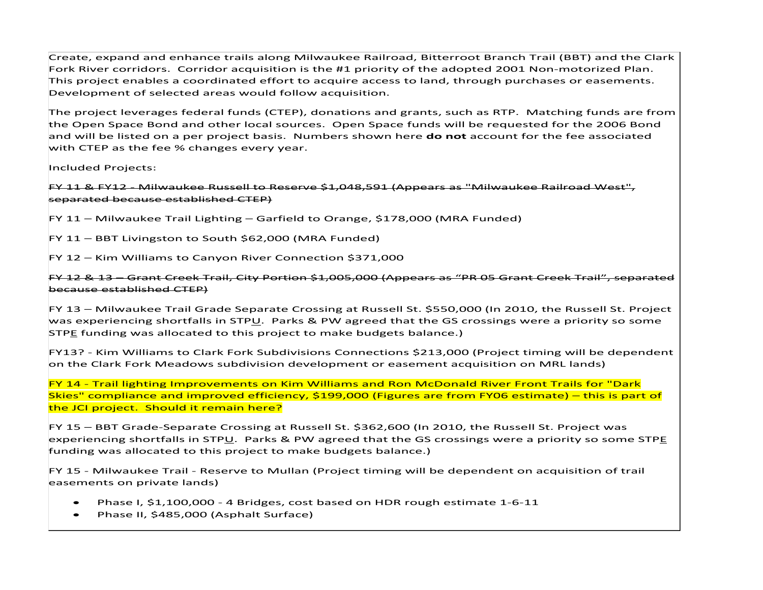Create, expand and enhance trails along Milwaukee Railroad, Bitterroot Branch Trail (BBT) and the Clark Fork River corridors. Corridor acquisition is the #1 priority of the adopted 2001 Non-motorized Plan. This project enables a coordinated effort to acquire access to land, through purchases or easements. Development of selected areas would follow acquisition.

The project leverages federal funds (CTEP), donations and grants, such as RTP. Matching funds are from the Open Space Bond and other local sources. Open Space funds will be requested for the 2006 Bond and will be listed on a per project basis. Numbers shown here **do not** account for the fee associated with CTEP as the fee % changes every year.

Included Projects:

~~FY 11 & FY12 - Milwaukee Russell to Reserve $1,048,591 (Appears as "Milwaukee Railroad West", separated because established CTEP)~~

FY 11 – Milwaukee Trail Lighting – Garfield to Orange, $178,000 (MRA Funded)

FY 11 – BBT Livingston to South $62,000 (MRA Funded)

FY 12 – Kim Williams to Canyon River Connection $371,000

~~FY 12 & 13 – Grant Creek Trail, City Portion $1,005,000 (Appears as "PR 05 Grant Creek Trail", separated because established CTEP)~~

FY 13 – Milwaukee Trail Grade Separate Crossing at Russell St. $550,000 (In 2010, the Russell St. Project was experiencing shortfalls in STPU. Parks & PW agreed that the GS crossings were a priority so some STPE funding was allocated to this project to make budgets balance.)

FY13? - Kim Williams to Clark Fork Subdivisions Connections $213,000 (Project timing will be dependent on the Clark Fork Meadows subdivision development or easement acquisition on MRL lands)

FY 14 - Trail lighting Improvements on Kim Williams and Ron McDonald River Front Trails for "Dark Skies" compliance and improved efficiency, $199,000 (Figures are from FY06 estimate) – this is part of the JCI project. Should it remain here?

FY 15 – BBT Grade-Separate Crossing at Russell St. $362,600 (In 2010, the Russell St. Project was experiencing shortfalls in STPU. Parks & PW agreed that the GS crossings were a priority so some STPE funding was allocated to this project to make budgets balance.)

FY 15 - Milwaukee Trail - Reserve to Mullan (Project timing will be dependent on acquisition of trail easements on private lands)

- Phase I, $1,100,000 - 4 Bridges, cost based on HDR rough estimate 1-6-11
- Phase II, $485,000 (Asphalt Surface)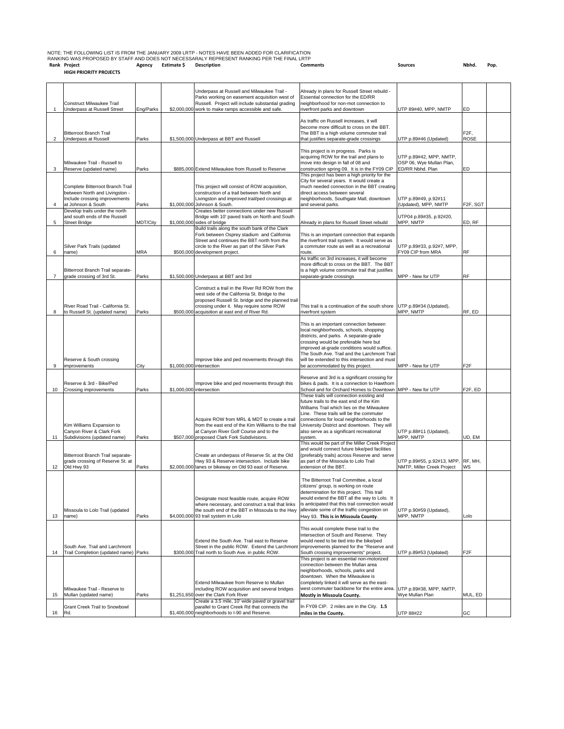NOTE: THE FOLLOWING LIST IS FROM THE JANUARY 2009 LRTP - NOTES HAVE BEEN ADDED FOR CLARIFICATION
RANKING WAS PROPOSED BY STAFF AND DOES NOT NECESSARALY REPRESENT RANKING PER THE FINAL LRTP

**HIGH PRIORITY PROJECTS**

| Rank | Project | Agency | Estimate $ | Description | Comments | Sources | Nbhd. | Pop. |
|---|---|---|---|---|---|---|---|---|
| 1 | Construct Milwaukee Trail Underpass at Russell Street | Eng/Parks | $2,000,000 | Underpass at Russell and Milwaukee Trail - Parks working on easement acquisition west of Russell. Project will include substantial grading work to make ramps accessible and safe. | Already in plans for Russell Street rebuild - Essential connection for the ED/RR neighborhood for non-mot connection to riverfront parks and downtown | UTP 89#40, MPP, NMTP | ED | |
| 2 | Bitterroot Branch Trail Underpass at Russell | Parks | $1,500,000 | Underpass at BBT and Russell | As traffic on Russell increases, it will become more difficult to cross on the BBT. The BBT is a high volume commuter trail that justifies separate-grade crossings | UTP p.89#46 (Updated) | F2F, ROSE | |
| 3 | Milwaukee Trail - Russell to Reserve (updated name) | Parks | $885,000 | Extend Milwaukee from Russell to Reserve | This project is in progress. Parks is acquiring ROW for the trail and plans to move into design in fall of 08 and construction spring 09. It is in the FY09 CIP | UTP p.89#42, MPP, NMTP, OSP 06, Wye Mullan Plan, ED/RR Nbhd. Plan | ED | |
| 4 | Complete Bitterroot Branch Trail between North and Livingston - Include crossing improvements at Johnson & South | Parks | $1,000,000 | This project will consist of ROW acquisition, construction of a trail between North and Livingston and improved trail/ped crossings at Johnson & South. | This project has been a high priority for the City for several years. It would create a much needed connection in the BBT creating direct access between several neighborhoods, Southgate Mall, downtown and several parks. | UTP p.89#49, p.92#11 (Updated), MPP, NMTP | F2F, SGT | |
| 5 | Develop trails under the north and south ends of the Russell Street Bridge | MDT/City | $1,000,000 | Creates better connections under new Russell Bridge with 10' paved trails on North and South sides of bridge | Already in plans for Russell Street rebuild | UTP04 p.89#35, p.92#20, MPP, NMTP | ED, RF | |
| 6 | Silver Park Trails (updated name) | MRA | $500,000 | Build trails along the south bank of the Clark Fork between Osprey stadium and California Street and continues the BBT north from the circle to the River as part of the Silver Park development project. | This is an important connection that expands the riverfront trail system. It would serve as a commuter route as well as a recreational route. | UTP p.89#33, p.92#7, MPP, FY09 CIP from MRA | RF | |
| 7 | Bitterroot Branch Trail separate-grade crossing of 3rd St. | Parks | $1,500,000 | Underpass at BBT and 3rd | As traffic on 3rd increases, it will become more difficult to cross on the BBT. The BBT is a high volume commuter trail that justifies separate-grade crossings | MPP - New for UTP | RF | |
| 8 | River Road Trail - California St. to Russell St. (updated name) | Parks | $500,000 | Construct a trail in the River Rd ROW from the west side of the California St. Bridge to the proposed Russell St. bridge and the planned trail crossing under it. May require some ROW acquisition at east end of River Rd. | This trail is a continuation of the south shore riverfront system | UTP p.89#34 (Updated), MPP, NMTP | RF, ED | |
| 9 | Reserve & South crossing improvements | City | $1,000,000 | Improve bike and ped movements through this intersection | This is an important connection between local neighborhoods, schools, shopping districts, and parks. A separate-grade crossing would be preferable here but improved at-grade conditions would suffice. The South Ave. Trail and the Larchmont Trail will be extended to this intersection and must be accommodated by this project. | MPP - New for UTP | F2F | |
| 10 | Reserve & 3rd - Bike/Ped Crossing improvements | Parks | $1,000,000 | Improve bike and ped movements through this intersection | Reserve and 3rd is a significant crossing for bikes & pads. It is a connection to Hawthorn School and for Orchard Homes to Downtown | MPP - New for UTP | F2F, ED | |
| 11 | Kim Williams Expansion to Canyon River & Clark Fork Subdivisions (updated name) | Parks | $507,000 | Acquire ROW from MRL & MDT to create a trail from the east end of the Kim Williams to the trail at Canyon River Golf Course and to the proposed Clark Fork Subdivisions. | These trails will connection existing and future trails to the east end of the Kim Williams Trail which lies on the Milwaukee Line. These trails will be the commuter connections for local neighborhoods to the University District and downtown. They will also serve as a significant recreational system. | UTP p.88#11 (Updated), MPP, NMTP | UD, EM | |
| 12 | Bitterroot Branch Trail separate-grade crossing of Reserve St. at Old Hwy 93 | Parks | $2,000,000 | Create an underpass of Reserve St. at the Old Hwy 93 & Reserve intersection. Include bike lanes or bikeway on Old 93 east of Reserve. | This would be part of the Miller Creek Project and would connect future bike/ped facilities (preferably trails) across Reserve and serve as part of the Missoula to Lolo Trail extension of the BBT. | UTP p.89#55, p.92#13, MPP, NMTP, Miller Creek Project | RF, MH, WS | |
| 13 | Missoula to Lolo Trail (updated name) | Parks | $4,000,000 | Designate most feasible route, acquire ROW where necessary, and construct a trail that links the south end of the BBT in Missoula to the Hwy 93 trail system in Lolo | The Bitterroot Trail Committee, a local citizens' group, is working on route determination for this project. This trail would extend the BBT all the way to Lolo. It is anticipated that this trail connection would alleviate some of the traffic congestion on Hwy 93. **This is in Missoula County**. | UTP p.90#59 (Updated), MPP, NMTP | Lolo | |
| 14 | South Ave. Trail and Larchmont Trail Completion (updated name) | Parks | $300,000 | Extend the South Ave. Trail east to Reserve Street in the public ROW. Extend the Larchmont Trail north to South Ave. in public ROW. | This would complete these trail to the intersection of South and Reserve. They would need to be tied into the bike/ped improvements planned for the "Reserve and South crossing improvements" project. | UTP p.89#53 (Updated) | F2F | |
| 15 | Milwaukee Trail - Reserve to Mullan (updated name) | Parks | $1,251,650 | Extend Milwaukee from Reserve to Mullan including ROW acquisition and several bridges over the Clark Fork River | This project is an essential non-motorized connection between the Mullan area neighborhoods, schools, parks and downtown. When the Milwaukee is completely linked it will serve as the east-west commuter backbone for the entire area. **Mostly in Missoula County.** | UTP p.89#38, MPP, NMTP, Wye Mullan Plan | MUL, ED | |
| 16 | Grant Creek Trail to Snowbowl Rd. | | $1,400,000 | Create a 3.5 mile, 10' wide paved or gravel trail parallel to Grant Creek Rd that connects the neighborhoods to I-90 and Reserve. | In FY09 CIP. 2 miles are in the City. **1.5 miles in the County.** | UTP 88#22 | GC | |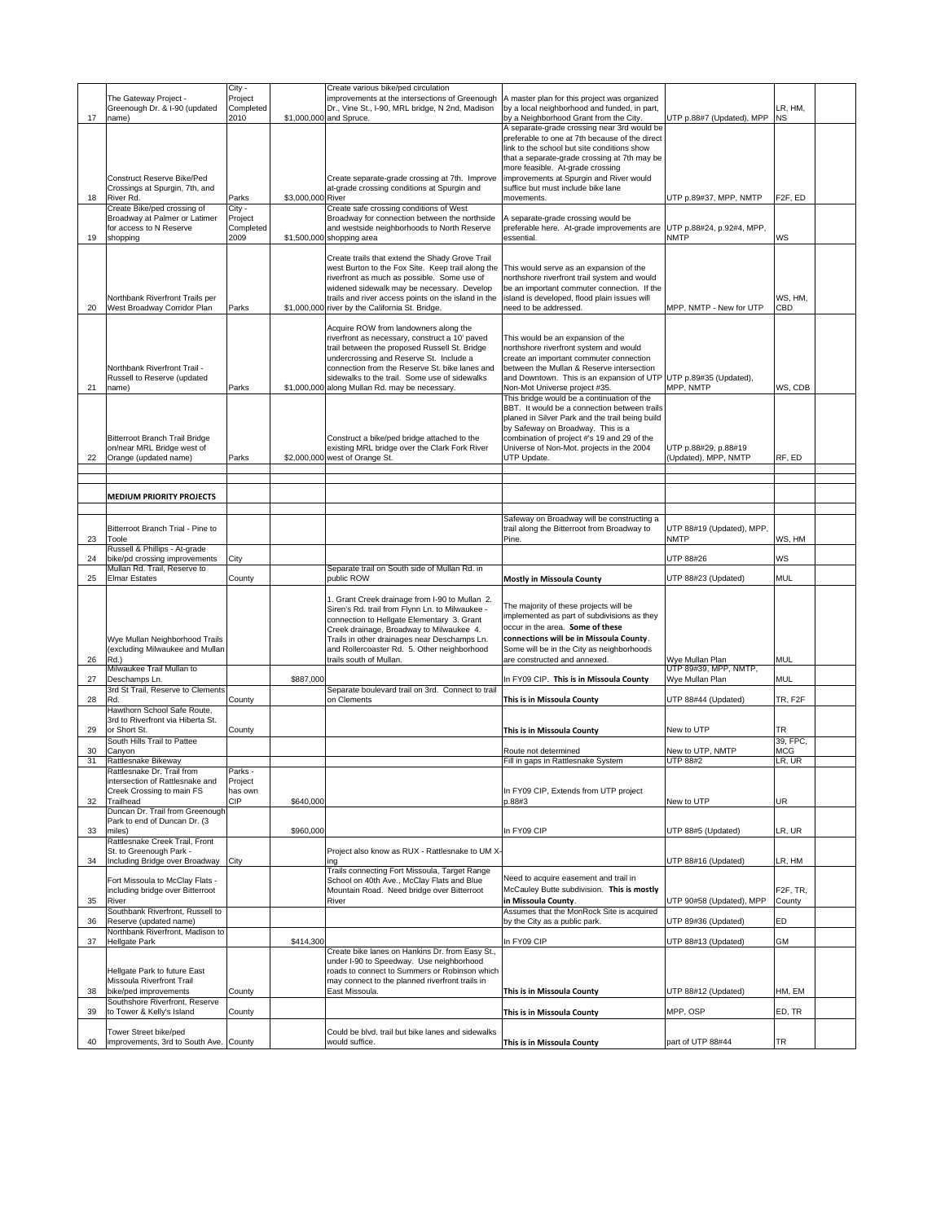| 17 | The Gateway Project - Greenough Dr. & I-90 (updated name) | City - Project Completed 2010 | $1,000,000 | Create various bike/ped circulation improvements at the intersections of Greenough Dr., Vine St., I-90, MRL bridge, N 2nd, Madison and Spruce. | A master plan for this project was organized by a local neighborhood and funded, in part, by a Neighborhood Grant from the City. | UTP p.88#7 (Updated), MPP | LR, HM, NS | |
|---|---|---|---|---|---|---|---|---|
| 18 | Construct Reserve Bike/Ped Crossings at Spurgin, 7th, and River Rd. | Parks | $3,000,000 | Create separate-grade crossing at 7th. Improve at-grade crossing conditions at Spurgin and River | A separate-grade crossing near 3rd would be preferable to one at 7th because of the direct link to the school but site conditions show that a separate-grade crossing at 7th may be more feasible. At-grade crossing improvements at Spurgin and River would suffice but must include bike lane movements. | UTP p.89#37, MPP, NMTP | F2F, ED | |
| 19 | Create Bike/ped crossing of Broadway at Palmer or Latimer for access to N Reserve shopping | City - Project Completed 2009 | $1,500,000 | Create safe crossing conditions of West Broadway for connection between the northside and westside neighborhoods to North Reserve shopping area | A separate-grade crossing would be preferable here. At-grade improvements are essential. | UTP p.88#24, p.92#4, MPP, NMTP | WS | |
| 20 | Northbank Riverfront Trails per West Broadway Corridor Plan | Parks | $1,000,000 | Create trails that extend the Shady Grove Trail west Burton to the Fox Site. Keep trail along the riverfront as much as possible. Some use of widened sidewalk may be necessary. Develop trails and river access points on the island in the river by the California St. Bridge. | This would serve as an expansion of the northshore riverfront trail system and would be an important commuter connection. If the island is developed, flood plain issues will need to be addressed. | MPP, NMTP - New for UTP | WS, HM, CBD | |
| 21 | Northbank Riverfront Trail - Russell to Reserve (updated name) | Parks | $1,000,000 | Acquire ROW from landowners along the riverfront as necessary, construct a 10' paved trail between the proposed Russell St. Bridge undercrossing and Reserve St. Include a connection from the Reserve St. bike lanes and sidewalks to the trail. Some use of sidewalks along Mullan Rd. may be necessary. | This would be an expansion of the northshore riverfront system and would create an important commuter connection between the Mullan & Reserve intersection and Downtown. This is an expansion of UTP Non-Mot Universe project #35. | UTP p.89#35 (Updated), MPP, NMTP | WS, CDB | |
| 22 | Bitterroot Branch Trail Bridge on/near MRL Bridge west of Orange (updated name) | Parks | $2,000,000 | Construct a bike/ped bridge attached to the existing MRL bridge over the Clark Fork River west of Orange St. | This bridge would be a continuation of the BBT. It would be a connection between trails planed in Silver Park and the trail being build by Safeway on Broadway. This is a combination of project #'s 19 and 29 of the Universe of Non-Mot. projects in the 2004 UTP Update. | UTP p.88#29, p.88#19 (Updated), MPP, NMTP | RF, ED | |
| | | | | | | | | |
| | | | | | | | | |
| | **MEDIUM PRIORITY PROJECTS** | | | | | | | |
| | | | | | | | | |
| 23 | Bitterroot Branch Trial - Pine to Toole | | | | Safeway on Broadway will be constructing a trail along the Bitterroot from Broadway to Pine. | UTP 88#19 (Updated), MPP, NMTP | WS, HM | |
| 24 | Russell & Phillips - At-grade bike/pd crossing improvements | City | | | | UTP 88#26 | WS | |
| 25 | Mullan Rd. Trail, Reserve to Elmar Estates | County | | Separate trail on South side of Mullan Rd. in public ROW | **Mostly in Missoula County** | UTP 88#23 (Updated) | MUL | |
| 26 | Wye Mullan Neighborhood Trails (excluding Milwaukee and Mullan Rd.) | | | 1. Grant Creek drainage from I-90 to Mullan 2. Siren's Rd. trail from Flynn Ln. to Milwaukee - connection to Hellgate Elementary 3. Grant Creek drainage, Broadway to Milwaukee 4. Trails in other drainages near Deschamps Ln. and Rollercoaster Rd. 5. Other neighborhood trails south of Mullan. | The majority of these projects will be implemented as part of subdivisions as they occur in the area. **Some of these connections will be in Missoula County**. Some will be in the City as neighborhoods are constructed and annexed. | Wye Mullan Plan | MUL | |
| 27 | Milwaukee Trail Mullan to Deschamps Ln. | | $887,000 | | In FY09 CIP. **This is in Missoula County** | UTP 89#39, MPP, NMTP, Wye Mullan Plan | MUL | |
| 28 | 3rd St Trail, Reserve to Clements Rd. | County | | Separate boulevard trail on 3rd. Connect to trail on Clements | **This is in Missoula County** | UTP 88#44 (Updated) | TR, F2F | |
| 29 | Hawthorn School Safe Route, 3rd to Riverfront via Hiberta St. or Short St. | County | | | **This is in Missoula County** | New to UTP | TR | |
| 30 | South Hills Trail to Pattee Canyon | | | | Route not determined | New to UTP, NMTP | 39, FPC, MCG | |
| 31 | Rattlesnake Bikeway | | | | Fill in gaps in Rattlesnake System | UTP 88#2 | LR, UR | |
| 32 | Rattlesnake Dr. Trail from intersection of Rattlesnake and Creek Crossing to main FS Trailhead | Parks - Project has own CIP | $640,000 | | In FY09 CIP, Extends from UTP project p.88#3 | New to UTP | UR | |
| 33 | Duncan Dr. Trail from Greenough Park to end of Duncan Dr. (3 miles) | | $960,000 | | In FY09 CIP | UTP 88#5 (Updated) | LR, UR | |
| 34 | Rattlesnake Creek Trail, Front St. to Greenough Park - Including Bridge over Broadway | City | | Project also know as RUX - Rattlesnake to UM X-ing | | UTP 88#16 (Updated) | LR, HM | |
| 35 | Fort Missoula to McClay Flats - including bridge over Bitterroot River | | | Trails connecting Fort Missoula, Target Range School on 40th Ave., McClay Flats and Blue Mountain Road. Need bridge over Bitterroot River | Need to acquire easement and trail in McCauley Butte subdivision. **This is mostly in Missoula County**. | UTP 90#58 (Updated), MPP | F2F, TR, County | |
| 36 | Southbank Riverfront, Russell to Reserve (updated name) | | | | Assumes that the MonRock Site is acquired by the City as a public park. | UTP 89#36 (Updated) | ED | |
| 37 | Northbank Riverfront, Madison to Hellgate Park | | $414,300 | | In FY09 CIP | UTP 88#13 (Updated) | GM | |
| 38 | Hellgate Park to future East Missoula Riverfront Trail bike/ped improvements | County | | Create bike lanes on Hankins Dr. from Easy St., under I-90 to Speedway. Use neighborhood roads to connect to Summers or Robinson which may connect to the planned riverfront trails in East Missoula. | **This is in Missoula County** | UTP 88#12 (Updated) | HM, EM | |
| 39 | Southshore Riverfront, Reserve to Tower & Kelly's Island | County | | | **This is in Missoula County** | MPP, OSP | ED, TR | |
| 40 | Tower Street bike/ped improvements, 3rd to South Ave. | County | | Could be blvd. trail but bike lanes and sidewalks would suffice. | **This is in Missoula County** | part of UTP 88#44 | TR | |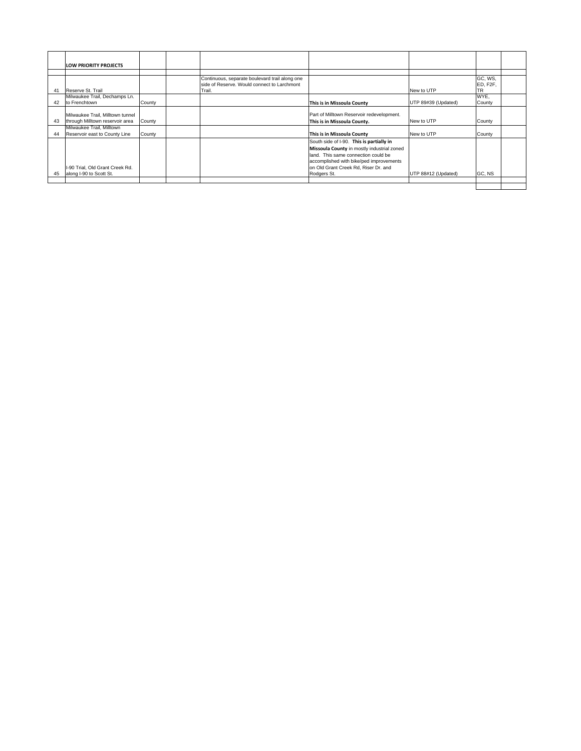| | | | | | | | | |
|---|---|---|---|---|---|---|---|---|
| | **LOW PRIORITY PROJECTS** | | | | | | | |
| | | | | | | | | |
| 41 | Reserve St. Trail | | | Continuous, separate boulevard trail along one side of Reserve. Would connect to Larchmont Trail. | | New to UTP | GC, WS, ED, F2F, TR | |
| 42 | Milwaukee Trail, Dechamps Ln. to Frenchtown | County | | | **This is in Missoula County** | UTP 89#39 (Updated) | WYE, County | |
| 43 | Milwaukee Trail, Milltown tunnel through Milltown reservoir area | County | | | Part of Milltown Reservoir redevelopment. **This is in Missoula County.** | New to UTP | County | |
| 44 | Milwaukee Trail, Milltown Reservoir east to County Line | County | | | **This is in Missoula County** | New to UTP | County | |
| 45 | I-90 Trial, Old Grant Creek Rd. along I-90 to Scott St. | | | | South side of I-90. **This is partially in Missoula County** in mostly industrial zoned land. This same connection could be accomplished with bike/ped improvements on Old Grant Creek Rd, Riser Dr. and Rodgers St. | UTP 88#12 (Updated) | GC, NS | |